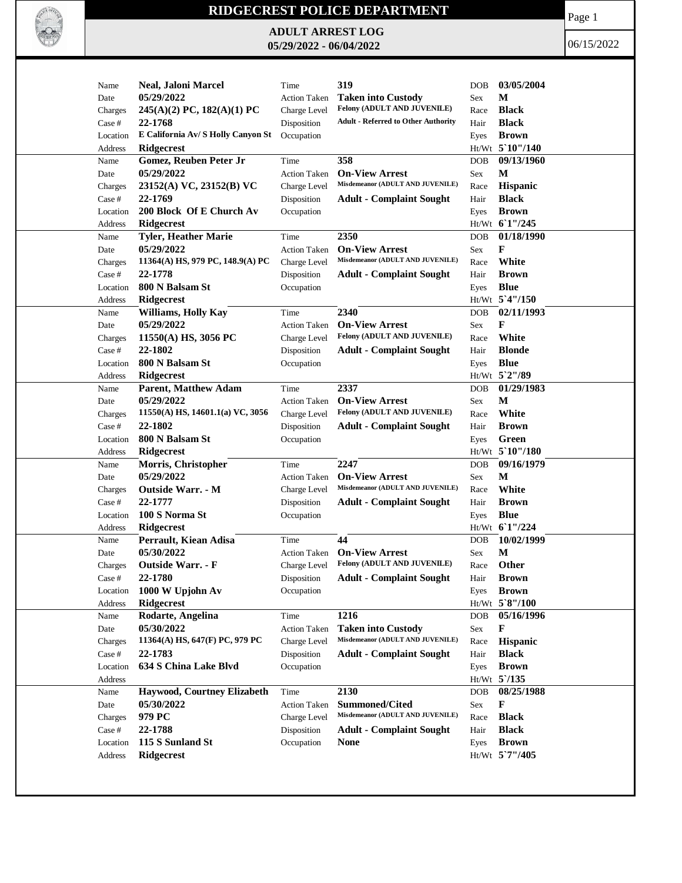# RIDGECREST POLICE DEPARTMENT

## ADULT ARREST LOG
## 05/29/2022 - 06/04/2022

06/15/2022

| | | | | | |
|---|---|---|---|---|---|
| Name | **Neal, Jaloni Marcel** | Time | **319** | DOB | **03/05/2004** |
| Date | **05/29/2022** | Action Taken | **Taken into Custody** | Sex | **M** |
| Charges | **245(A)(2) PC, 182(A)(1) PC** | Charge Level | **Felony (ADULT AND JUVENILE)** | Race | **Black** |
| Case # | **22-1768** | Disposition | **Adult - Referred to Other Authority** | Hair | **Black** |
| Location | **E California Av/ S Holly Canyon St** | Occupation | | Eyes | **Brown** |
| Address | **Ridgecrest** | | | Ht/Wt | **5`10"/140** |
| Name | **Gomez, Reuben Peter Jr** | Time | **358** | DOB | **09/13/1960** |
| Date | **05/29/2022** | Action Taken | **On-View Arrest** | Sex | **M** |
| Charges | **23152(A) VC, 23152(B) VC** | Charge Level | **Misdemeanor (ADULT AND JUVENILE)** | Race | **Hispanic** |
| Case # | **22-1769** | Disposition | **Adult - Complaint Sought** | Hair | **Black** |
| Location | **200 Block Of E Church Av** | Occupation | | Eyes | **Brown** |
| Address | **Ridgecrest** | | | Ht/Wt | **6`1"/245** |
| Name | **Tyler, Heather Marie** | Time | **2350** | DOB | **01/18/1990** |
| Date | **05/29/2022** | Action Taken | **On-View Arrest** | Sex | **F** |
| Charges | **11364(A) HS, 979 PC, 148.9(A) PC** | Charge Level | **Misdemeanor (ADULT AND JUVENILE)** | Race | **White** |
| Case # | **22-1778** | Disposition | **Adult - Complaint Sought** | Hair | **Brown** |
| Location | **800 N Balsam St** | Occupation | | Eyes | **Blue** |
| Address | **Ridgecrest** | | | Ht/Wt | **5`4"/150** |
| Name | **Williams, Holly Kay** | Time | **2340** | DOB | **02/11/1993** |
| Date | **05/29/2022** | Action Taken | **On-View Arrest** | Sex | **F** |
| Charges | **11550(A) HS, 3056 PC** | Charge Level | **Felony (ADULT AND JUVENILE)** | Race | **White** |
| Case # | **22-1802** | Disposition | **Adult - Complaint Sought** | Hair | **Blonde** |
| Location | **800 N Balsam St** | Occupation | | Eyes | **Blue** |
| Address | **Ridgecrest** | | | Ht/Wt | **5`2"/89** |
| Name | **Parent, Matthew Adam** | Time | **2337** | DOB | **01/29/1983** |
| Date | **05/29/2022** | Action Taken | **On-View Arrest** | Sex | **M** |
| Charges | **11550(A) HS, 14601.1(a) VC, 3056** | Charge Level | **Felony (ADULT AND JUVENILE)** | Race | **White** |
| Case # | **22-1802** | Disposition | **Adult - Complaint Sought** | Hair | **Brown** |
| Location | **800 N Balsam St** | Occupation | | Eyes | **Green** |
| Address | **Ridgecrest** | | | Ht/Wt | **5`10"/180** |
| Name | **Morris, Christopher** | Time | **2247** | DOB | **09/16/1979** |
| Date | **05/29/2022** | Action Taken | **On-View Arrest** | Sex | **M** |
| Charges | **Outside Warr. - M** | Charge Level | **Misdemeanor (ADULT AND JUVENILE)** | Race | **White** |
| Case # | **22-1777** | Disposition | **Adult - Complaint Sought** | Hair | **Brown** |
| Location | **100 S Norma St** | Occupation | | Eyes | **Blue** |
| Address | **Ridgecrest** | | | Ht/Wt | **6`1"/224** |
| Name | **Perrault, Kiean Adisa** | Time | **44** | DOB | **10/02/1999** |
| Date | **05/30/2022** | Action Taken | **On-View Arrest** | Sex | **M** |
| Charges | **Outside Warr. - F** | Charge Level | **Felony (ADULT AND JUVENILE)** | Race | **Other** |
| Case # | **22-1780** | Disposition | **Adult - Complaint Sought** | Hair | **Brown** |
| Location | **1000 W Upjohn Av** | Occupation | | Eyes | **Brown** |
| Address | **Ridgecrest** | | | Ht/Wt | **5`8"/100** |
| Name | **Rodarte, Angelina** | Time | **1216** | DOB | **05/16/1996** |
| Date | **05/30/2022** | Action Taken | **Taken into Custody** | Sex | **F** |
| Charges | **11364(A) HS, 647(F) PC, 979 PC** | Charge Level | **Misdemeanor (ADULT AND JUVENILE)** | Race | **Hispanic** |
| Case # | **22-1783** | Disposition | **Adult - Complaint Sought** | Hair | **Black** |
| Location | **634 S China Lake Blvd** | Occupation | | Eyes | **Brown** |
| Address | | | | Ht/Wt | **5`/135** |
| Name | **Haywood, Courtney Elizabeth** | Time | **2130** | DOB | **08/25/1988** |
| Date | **05/30/2022** | Action Taken | **Summoned/Cited** | Sex | **F** |
| Charges | **979 PC** | Charge Level | **Misdemeanor (ADULT AND JUVENILE)** | Race | **Black** |
| Case # | **22-1788** | Disposition | **Adult - Complaint Sought** | Hair | **Black** |
| Location | **115 S Sunland St** | Occupation | **None** | Eyes | **Brown** |
| Address | **Ridgecrest** | | | Ht/Wt | **5`7"/405** |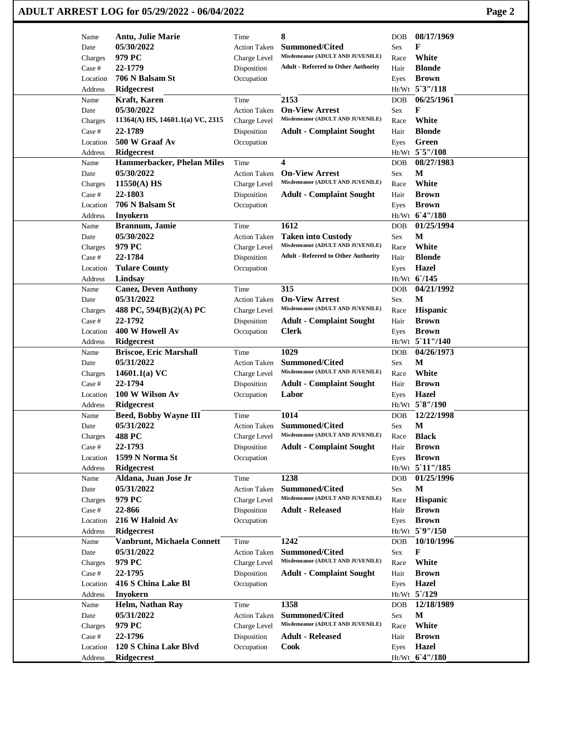| Name | Date | Charges | Case # | Location | Address | Time | Action Taken | Charge Level | Disposition | Occupation | DOB | Sex | Race | Hair | Eyes | Ht/Wt |
|---|---|---|---|---|---|---|---|---|---|---|---|---|---|---|---|---|
| Antu, Julie Marie | 05/30/2022 | 979 PC | 22-1779 | 706 N Balsam St | Ridgecrest | 8 | Summoned/Cited | Misdemeanor (ADULT AND JUVENILE) | Adult - Referred to Other Authority | | 08/17/1969 | F | White | Blonde | Brown | 5`3"/118 |
| Kraft, Karen | 05/30/2022 | 11364(A) HS, 14601.1(a) VC, 2315 | 22-1789 | 500 W Graaf Av | Ridgecrest | 2153 | On-View Arrest | Misdemeanor (ADULT AND JUVENILE) | Adult - Complaint Sought | | 06/25/1961 | F | White | Blonde | Green | 5`5"/108 |
| Hammerbacker, Phelan Miles | 05/30/2022 | 11550(A) HS | 22-1803 | 706 N Balsam St | Inyokern | 4 | On-View Arrest | Misdemeanor (ADULT AND JUVENILE) | Adult - Complaint Sought | | 08/27/1983 | M | White | Brown | Brown | 6`4"/180 |
| Brannum, Jamie | 05/30/2022 | 979 PC | 22-1784 | Tulare County | Lindsay | 1612 | Taken into Custody | Misdemeanor (ADULT AND JUVENILE) | Adult - Referred to Other Authority | | 01/25/1994 | M | White | Blonde | Hazel | 6`/145 |
| Canez, Deven Anthony | 05/31/2022 | 488 PC, 594(B)(2)(A) PC | 22-1792 | 400 W Howell Av | Ridgecrest | 315 | On-View Arrest | Misdemeanor (ADULT AND JUVENILE) | Adult - Complaint Sought | Clerk | 04/21/1992 | M | Hispanic | Brown | Brown | 5`11"/140 |
| Briscoe, Eric Marshall | 05/31/2022 | 14601.1(a) VC | 22-1794 | 100 W Wilson Av | Ridgecrest | 1029 | Summoned/Cited | Misdemeanor (ADULT AND JUVENILE) | Adult - Complaint Sought | Labor | 04/26/1973 | M | White | Brown | Hazel | 5`8"/190 |
| Beed, Bobby Wayne III | 05/31/2022 | 488 PC | 22-1793 | 1599 N Norma St | Ridgecrest | 1014 | Summoned/Cited | Misdemeanor (ADULT AND JUVENILE) | Adult - Complaint Sought | | 12/22/1998 | M | Black | Brown | Brown | 5`11"/185 |
| Aldana, Juan Jose Jr | 05/31/2022 | 979 PC | 22-866 | 216 W Haloid Av | Ridgecrest | 1238 | Summoned/Cited | Misdemeanor (ADULT AND JUVENILE) | Adult - Released | | 01/25/1996 | M | Hispanic | Brown | Brown | 5`9"/150 |
| Vanbrunt, Michaela Connett | 05/31/2022 | 979 PC | 22-1795 | 416 S China Lake Bl | Inyokern | 1242 | Summoned/Cited | Misdemeanor (ADULT AND JUVENILE) | Adult - Complaint Sought | | 10/10/1996 | F | White | Brown | Hazel | 5`/129 |
| Helm, Nathan Ray | 05/31/2022 | 979 PC | 22-1796 | 120 S China Lake Blvd | Ridgecrest | 1358 | Summoned/Cited | Misdemeanor (ADULT AND JUVENILE) | Adult - Released | Cook | 12/18/1989 | M | White | Brown | Hazel | 6`4"/180 |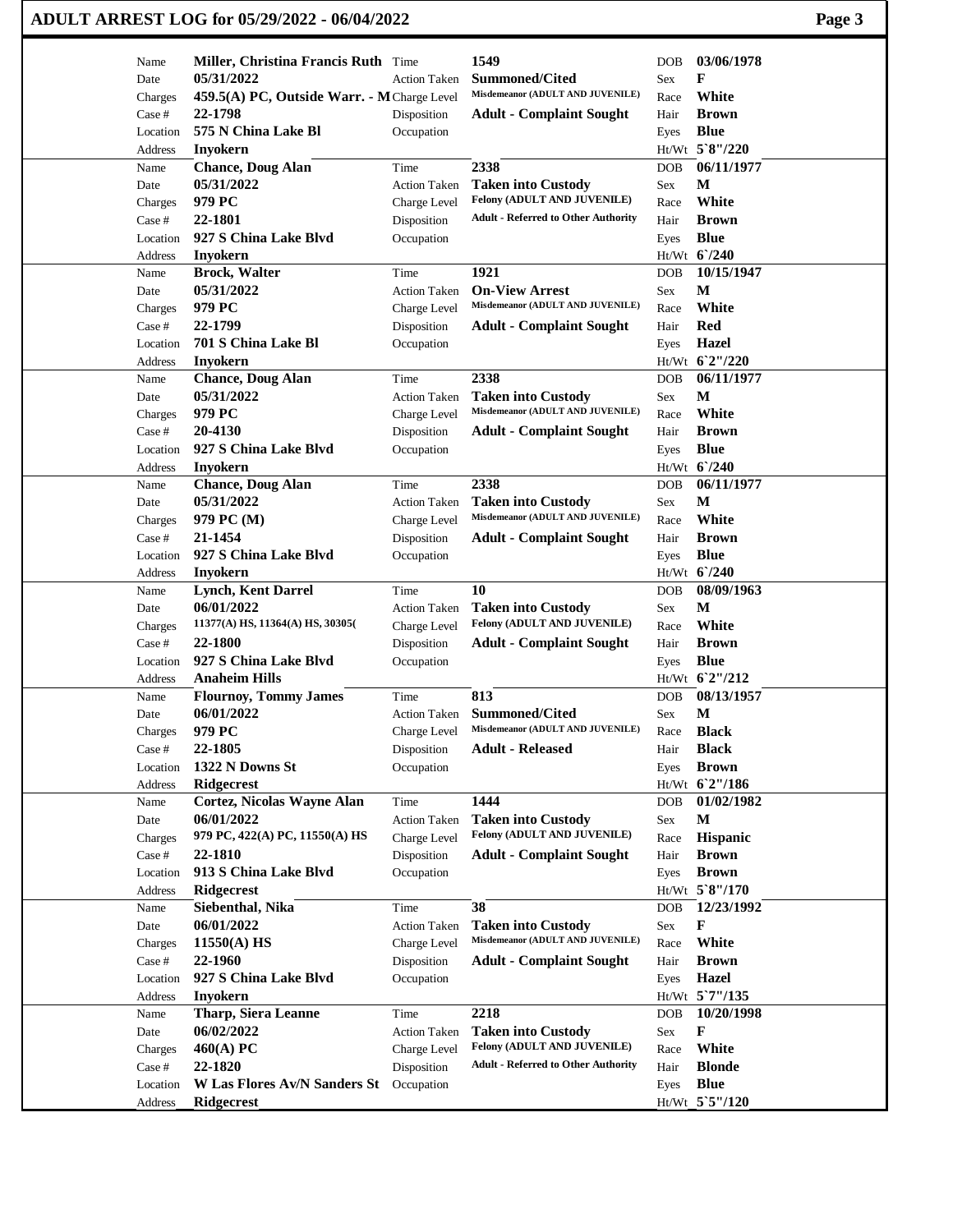# ADULT ARREST LOG for 05/29/2022 - 06/04/2022

| | | | | | |
|---|---|---|---|---|---|
| Name | **Miller, Christina Francis Ruth** | Time | **1549** | DOB | **03/06/1978** |
| Date | **05/31/2022** | Action Taken | **Summoned/Cited** | Sex | **F** |
| Charges | **459.5(A) PC, Outside Warr. - M** | Charge Level | **Misdemeanor (ADULT AND JUVENILE)** | Race | **White** |
| Case # | **22-1798** | Disposition | **Adult - Complaint Sought** | Hair | **Brown** |
| Location | **575 N China Lake Bl** | Occupation | | Eyes | **Blue** |
| Address | **Inyokern** | | | Ht/Wt | **5`8"/220** |
| Name | **Chance, Doug Alan** | Time | **2338** | DOB | **06/11/1977** |
| Date | **05/31/2022** | Action Taken | **Taken into Custody** | Sex | **M** |
| Charges | **979 PC** | Charge Level | **Felony (ADULT AND JUVENILE)** | Race | **White** |
| Case # | **22-1801** | Disposition | **Adult - Referred to Other Authority** | Hair | **Brown** |
| Location | **927 S China Lake Blvd** | Occupation | | Eyes | **Blue** |
| Address | **Inyokern** | | | Ht/Wt | **6`/240** |
| Name | **Brock, Walter** | Time | **1921** | DOB | **10/15/1947** |
| Date | **05/31/2022** | Action Taken | **On-View Arrest** | Sex | **M** |
| Charges | **979 PC** | Charge Level | **Misdemeanor (ADULT AND JUVENILE)** | Race | **White** |
| Case # | **22-1799** | Disposition | **Adult - Complaint Sought** | Hair | **Red** |
| Location | **701 S China Lake Bl** | Occupation | | Eyes | **Hazel** |
| Address | **Inyokern** | | | Ht/Wt | **6`2"/220** |
| Name | **Chance, Doug Alan** | Time | **2338** | DOB | **06/11/1977** |
| Date | **05/31/2022** | Action Taken | **Taken into Custody** | Sex | **M** |
| Charges | **979 PC** | Charge Level | **Misdemeanor (ADULT AND JUVENILE)** | Race | **White** |
| Case # | **20-4130** | Disposition | **Adult - Complaint Sought** | Hair | **Brown** |
| Location | **927 S China Lake Blvd** | Occupation | | Eyes | **Blue** |
| Address | **Inyokern** | | | Ht/Wt | **6`/240** |
| Name | **Chance, Doug Alan** | Time | **2338** | DOB | **06/11/1977** |
| Date | **05/31/2022** | Action Taken | **Taken into Custody** | Sex | **M** |
| Charges | **979 PC (M)** | Charge Level | **Misdemeanor (ADULT AND JUVENILE)** | Race | **White** |
| Case # | **21-1454** | Disposition | **Adult - Complaint Sought** | Hair | **Brown** |
| Location | **927 S China Lake Blvd** | Occupation | | Eyes | **Blue** |
| Address | **Inyokern** | | | Ht/Wt | **6`/240** |
| Name | **Lynch, Kent Darrel** | Time | **10** | DOB | **08/09/1963** |
| Date | **06/01/2022** | Action Taken | **Taken into Custody** | Sex | **M** |
| Charges | **11377(A) HS, 11364(A) HS, 30305(** | Charge Level | **Felony (ADULT AND JUVENILE)** | Race | **White** |
| Case # | **22-1800** | Disposition | **Adult - Complaint Sought** | Hair | **Brown** |
| Location | **927 S China Lake Blvd** | Occupation | | Eyes | **Blue** |
| Address | **Anaheim Hills** | | | Ht/Wt | **6`2"/212** |
| Name | **Flournoy, Tommy James** | Time | **813** | DOB | **08/13/1957** |
| Date | **06/01/2022** | Action Taken | **Summoned/Cited** | Sex | **M** |
| Charges | **979 PC** | Charge Level | **Misdemeanor (ADULT AND JUVENILE)** | Race | **Black** |
| Case # | **22-1805** | Disposition | **Adult - Released** | Hair | **Black** |
| Location | **1322 N Downs St** | Occupation | | Eyes | **Brown** |
| Address | **Ridgecrest** | | | Ht/Wt | **6`2"/186** |
| Name | **Cortez, Nicolas Wayne Alan** | Time | **1444** | DOB | **01/02/1982** |
| Date | **06/01/2022** | Action Taken | **Taken into Custody** | Sex | **M** |
| Charges | **979 PC, 422(A) PC, 11550(A) HS** | Charge Level | **Felony (ADULT AND JUVENILE)** | Race | **Hispanic** |
| Case # | **22-1810** | Disposition | **Adult - Complaint Sought** | Hair | **Brown** |
| Location | **913 S China Lake Blvd** | Occupation | | Eyes | **Brown** |
| Address | **Ridgecrest** | | | Ht/Wt | **5`8"/170** |
| Name | **Siebenthal, Nika** | Time | **38** | DOB | **12/23/1992** |
| Date | **06/01/2022** | Action Taken | **Taken into Custody** | Sex | **F** |
| Charges | **11550(A) HS** | Charge Level | **Misdemeanor (ADULT AND JUVENILE)** | Race | **White** |
| Case # | **22-1960** | Disposition | **Adult - Complaint Sought** | Hair | **Brown** |
| Location | **927 S China Lake Blvd** | Occupation | | Eyes | **Hazel** |
| Address | **Inyokern** | | | Ht/Wt | **5`7"/135** |
| Name | **Tharp, Siera Leanne** | Time | **2218** | DOB | **10/20/1998** |
| Date | **06/02/2022** | Action Taken | **Taken into Custody** | Sex | **F** |
| Charges | **460(A) PC** | Charge Level | **Felony (ADULT AND JUVENILE)** | Race | **White** |
| Case # | **22-1820** | Disposition | **Adult - Referred to Other Authority** | Hair | **Blonde** |
| Location | **W Las Flores Av/N Sanders St** | Occupation | | Eyes | **Blue** |
| Address | **Ridgecrest** | | | Ht/Wt | **5`5"/120** |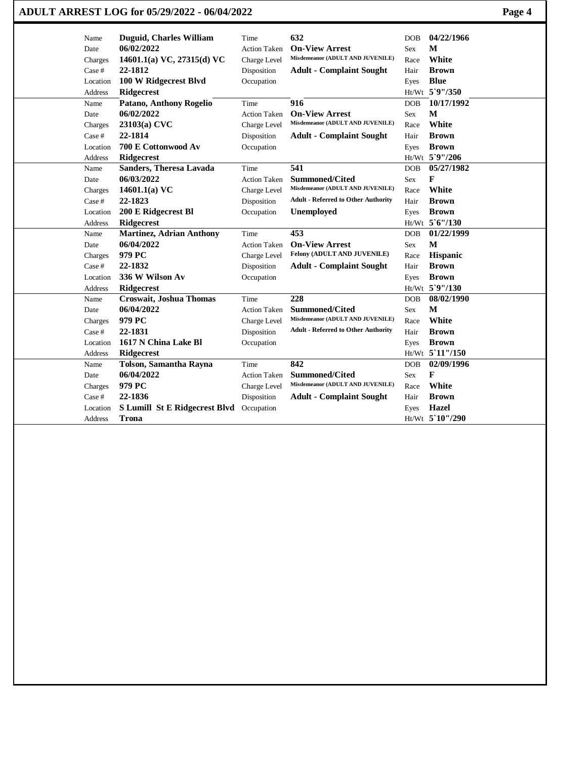# ADULT ARREST LOG for 05/29/2022 - 06/04/2022

| | | | | | |
|---|---|---|---|---|---|
| Name | **Duguid, Charles William** | Time | **632** | DOB | **04/22/1966** |
| Date | **06/02/2022** | Action Taken | **On-View Arrest** | Sex | **M** |
| Charges | **14601.1(a) VC, 27315(d) VC** | Charge Level | **Misdemeanor (ADULT AND JUVENILE)** | Race | **White** |
| Case # | **22-1812** | Disposition | **Adult - Complaint Sought** | Hair | **Brown** |
| Location | **100 W Ridgecrest Blvd** | Occupation | | Eyes | **Blue** |
| Address | **Ridgecrest** | | | Ht/Wt | **5`9"/350** |

| | | | | | |
|---|---|---|---|---|---|
| Name | **Patano, Anthony Rogelio** | Time | **916** | DOB | **10/17/1992** |
| Date | **06/02/2022** | Action Taken | **On-View Arrest** | Sex | **M** |
| Charges | **23103(a) CVC** | Charge Level | **Misdemeanor (ADULT AND JUVENILE)** | Race | **White** |
| Case # | **22-1814** | Disposition | **Adult - Complaint Sought** | Hair | **Brown** |
| Location | **700 E Cottonwood Av** | Occupation | | Eyes | **Brown** |
| Address | **Ridgecrest** | | | Ht/Wt | **5`9"/206** |

| | | | | | |
|---|---|---|---|---|---|
| Name | **Sanders, Theresa Lavada** | Time | **541** | DOB | **05/27/1982** |
| Date | **06/03/2022** | Action Taken | **Summoned/Cited** | Sex | **F** |
| Charges | **14601.1(a) VC** | Charge Level | **Misdemeanor (ADULT AND JUVENILE)** | Race | **White** |
| Case # | **22-1823** | Disposition | **Adult - Referred to Other Authority** | Hair | **Brown** |
| Location | **200 E Ridgecrest Bl** | Occupation | **Unemployed** | Eyes | **Brown** |
| Address | **Ridgecrest** | | | Ht/Wt | **5`6"/130** |

| | | | | | |
|---|---|---|---|---|---|
| Name | **Martinez, Adrian Anthony** | Time | **453** | DOB | **01/22/1999** |
| Date | **06/04/2022** | Action Taken | **On-View Arrest** | Sex | **M** |
| Charges | **979 PC** | Charge Level | **Felony (ADULT AND JUVENILE)** | Race | **Hispanic** |
| Case # | **22-1832** | Disposition | **Adult - Complaint Sought** | Hair | **Brown** |
| Location | **336 W Wilson Av** | Occupation | | Eyes | **Brown** |
| Address | **Ridgecrest** | | | Ht/Wt | **5`9"/130** |

| | | | | | |
|---|---|---|---|---|---|
| Name | **Croswait, Joshua Thomas** | Time | **228** | DOB | **08/02/1990** |
| Date | **06/04/2022** | Action Taken | **Summoned/Cited** | Sex | **M** |
| Charges | **979 PC** | Charge Level | **Misdemeanor (ADULT AND JUVENILE)** | Race | **White** |
| Case # | **22-1831** | Disposition | **Adult - Referred to Other Authority** | Hair | **Brown** |
| Location | **1617 N China Lake Bl** | Occupation | | Eyes | **Brown** |
| Address | **Ridgecrest** | | | Ht/Wt | **5`11"/150** |

| | | | | | |
|---|---|---|---|---|---|
| Name | **Tolson, Samantha Rayna** | Time | **842** | DOB | **02/09/1996** |
| Date | **06/04/2022** | Action Taken | **Summoned/Cited** | Sex | **F** |
| Charges | **979 PC** | Charge Level | **Misdemeanor (ADULT AND JUVENILE)** | Race | **White** |
| Case # | **22-1836** | Disposition | **Adult - Complaint Sought** | Hair | **Brown** |
| Location | **S Lumill St E Ridgecrest Blvd** | Occupation | | Eyes | **Hazel** |
| Address | **Trona** | | | Ht/Wt | **5`10"/290** |